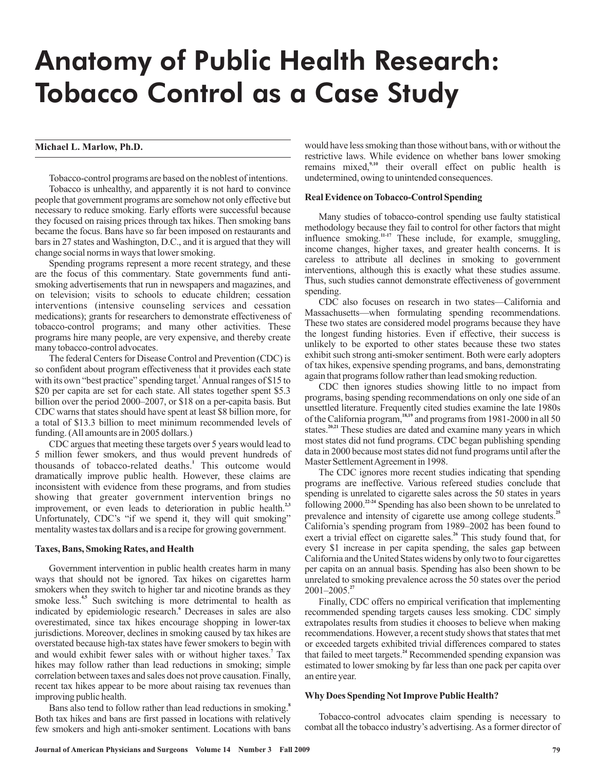# Anatomy of Public Health Research: Tobacco Control as a Case Study

**Michael L. Marlow, Ph.D.**

Tobacco-control programs are based on the noblest of intentions.

Tobacco is unhealthy, and apparently it is not hard to convince people that government programs are somehow not only effective but necessary to reduce smoking. Early efforts were successful because they focused on raising prices through tax hikes. Then smoking bans became the focus. Bans have so far been imposed on restaurants and bars in 27 states and Washington, D.C., and it is argued that they will change social norms in ways that lower smoking.

Spending programs represent a more recent strategy, and these are the focus of this commentary. State governments fund anti-smoking advertisements that run in newspapers and magazines, and on television; visits to schools to educate children; cessation interventions (intensive counseling services and cessation medications); grants for researchers to demonstrate effectiveness of tobacco-control programs; and many other activities. These programs hire many people, are very expensive, and thereby create many tobacco-control advocates.

The federal Centers for Disease Control and Prevention (CDC) is so confident about program effectiveness that it provides each state with its own "best practice" spending target.[1] Annual ranges of $15 to $20 per capita are set for each state. All states together spent $5.3 billion over the period 2000–2007, or $18 on a per-capita basis. But CDC warns that states should have spent at least $8 billion more, for a total of $13.3 billion to meet minimum recommended levels of funding. (All amounts are in 2005 dollars.)

CDC argues that meeting these targets over 5 years would lead to 5 million fewer smokers, and thus would prevent hundreds of thousands of tobacco-related deaths.[1] This outcome would dramatically improve public health. However, these claims are inconsistent with evidence from these programs, and from studies showing that greater government intervention brings no improvement, or even leads to deterioration in public health.[2,3] Unfortunately, CDC's "if we spend it, they will quit smoking" mentality wastes tax dollars and is a recipe for growing government.

### Taxes, Bans, Smoking Rates, and Health

Government intervention in public health creates harm in many ways that should not be ignored. Tax hikes on cigarettes harm smokers when they switch to higher tar and nicotine brands as they smoke less.[4,5] Such switching is more detrimental to health as indicated by epidemiologic research.[6] Decreases in sales are also overestimated, since tax hikes encourage shopping in lower-tax jurisdictions. Moreover, declines in smoking caused by tax hikes are overstated because high-tax states have fewer smokers to begin with and would exhibit fewer sales with or without higher taxes.[7] Tax hikes may follow rather than lead reductions in smoking; simple correlation between taxes and sales does not prove causation. Finally, recent tax hikes appear to be more about raising tax revenues than improving public health.

Bans also tend to follow rather than lead reductions in smoking.[8] Both tax hikes and bans are first passed in locations with relatively few smokers and high anti-smoker sentiment. Locations with bans would have less smoking than those without bans, with or without the restrictive laws. While evidence on whether bans lower smoking remains mixed,[9,10] their overall effect on public health is undetermined, owing to unintended consequences.

### Real Evidence on Tobacco-Control Spending

Many studies of tobacco-control spending use faulty statistical methodology because they fail to control for other factors that might influence smoking.[11-17] These include, for example, smuggling, income changes, higher taxes, and greater health concerns. It is careless to attribute all declines in smoking to government interventions, although this is exactly what these studies assume. Thus, such studies cannot demonstrate effectiveness of government spending.

CDC also focuses on research in two states—California and Massachusetts—when formulating spending recommendations. These two states are considered model programs because they have the longest funding histories. Even if effective, their success is unlikely to be exported to other states because these two states exhibit such strong anti-smoker sentiment. Both were early adopters of tax hikes, expensive spending programs, and bans, demonstrating again that programs follow rather than lead smoking reduction.

CDC then ignores studies showing little to no impact from programs, basing spending recommendations on only one side of an unsettled literature. Frequently cited studies examine the late 1980s of the California program,[18,19] and programs from 1981-2000 in all 50 states.[20,21] These studies are dated and examine many years in which most states did not fund programs. CDC began publishing spending data in 2000 because most states did not fund programs until after the Master Settlement Agreement in 1998.

The CDC ignores more recent studies indicating that spending programs are ineffective. Various refereed studies conclude that spending is unrelated to cigarette sales across the 50 states in years following 2000.[22-24] Spending has also been shown to be unrelated to prevalence and intensity of cigarette use among college students.[25] California's spending program from 1989–2002 has been found to exert a trivial effect on cigarette sales.[26] This study found that, for every $1 increase in per capita spending, the sales gap between California and the United States widens by only two to four cigarettes per capita on an annual basis. Spending has also been shown to be unrelated to smoking prevalence across the 50 states over the period 2001–2005.[27]

Finally, CDC offers no empirical verification that implementing recommended spending targets causes less smoking. CDC simply extrapolates results from studies it chooses to believe when making recommendations. However, a recent study shows that states that met or exceeded targets exhibited trivial differences compared to states that failed to meet targets.[24] Recommended spending expansion was estimated to lower smoking by far less than one pack per capita over an entire year.

### Why Does Spending Not Improve Public Health?

Tobacco-control advocates claim spending is necessary to combat all the tobacco industry's advertising. As a former director of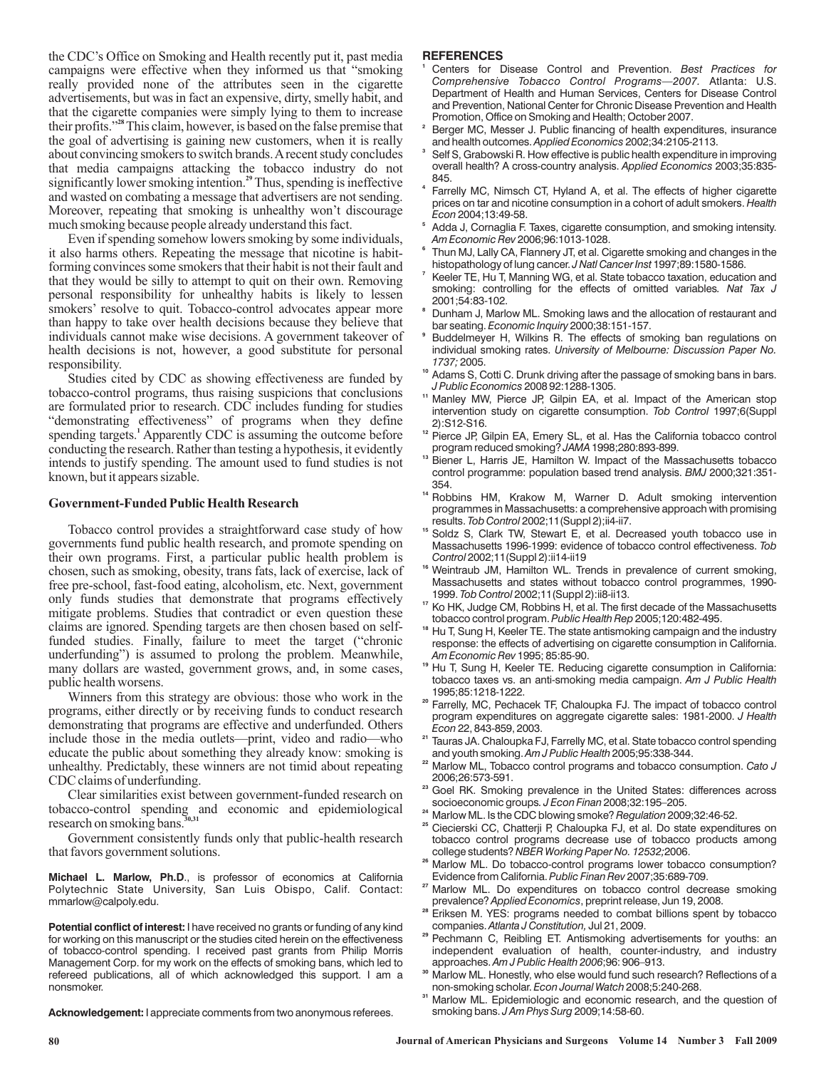the CDC's Office on Smoking and Health recently put it, past media campaigns were effective when they informed us that "smoking really provided none of the attributes seen in the cigarette advertisements, but was in fact an expensive, dirty, smelly habit, and that the cigarette companies were simply lying to them to increase their profits."[28] This claim, however, is based on the false premise that the goal of advertising is gaining new customers, when it is really about convincing smokers to switch brands. A recent study concludes that media campaigns attacking the tobacco industry do not significantly lower smoking intention.[29] Thus, spending is ineffective and wasted on combating a message that advertisers are not sending. Moreover, repeating that smoking is unhealthy won't discourage much smoking because people already understand this fact.

Even if spending somehow lowers smoking by some individuals, it also harms others. Repeating the message that nicotine is habit-forming convinces some smokers that their habit is not their fault and that they would be silly to attempt to quit on their own. Removing personal responsibility for unhealthy habits is likely to lessen smokers' resolve to quit. Tobacco-control advocates appear more than happy to take over health decisions because they believe that individuals cannot make wise decisions. A government takeover of health decisions is not, however, a good substitute for personal responsibility.

Studies cited by CDC as showing effectiveness are funded by tobacco-control programs, thus raising suspicions that conclusions are formulated prior to research. CDC includes funding for studies "demonstrating effectiveness" of programs when they define spending targets.[1] Apparently CDC is assuming the outcome before conducting the research. Rather than testing a hypothesis, it evidently intends to justify spending. The amount used to fund studies is not known, but it appears sizable.

## Government-Funded Public Health Research

Tobacco control provides a straightforward case study of how governments fund public health research, and promote spending on their own programs. First, a particular public health problem is chosen, such as smoking, obesity, trans fats, lack of exercise, lack of free pre-school, fast-food eating, alcoholism, etc. Next, government only funds studies that demonstrate that programs effectively mitigate problems. Studies that contradict or even question these claims are ignored. Spending targets are then chosen based on self-funded studies. Finally, failure to meet the target ("chronic underfunding") is assumed to prolong the problem. Meanwhile, many dollars are wasted, government grows, and, in some cases, public health worsens.

Winners from this strategy are obvious: those who work in the programs, either directly or by receiving funds to conduct research demonstrating that programs are effective and underfunded. Others include those in the media outlets—print, video and radio—who educate the public about something they already know: smoking is unhealthy. Predictably, these winners are not timid about repeating CDC claims of underfunding.

Clear similarities exist between government-funded research on tobacco-control spending and economic and epidemiological research on smoking bans.[30,31]

Government consistently funds only that public-health research that favors government solutions.

**Michael L. Marlow, Ph.D**., is professor of economics at California Polytechnic State University, San Luis Obispo, Calif. Contact: mmarlow@calpoly.edu.

**Potential conflict of interest:** I have received no grants or funding of any kind for working on this manuscript or the studies cited herein on the effectiveness of tobacco-control spending. I received past grants from Philip Morris Management Corp. for my work on the effects of smoking bans, which led to refereed publications, all of which acknowledged this support. I am a nonsmoker.

**Acknowledgement:** I appreciate comments from two anonymous referees.

## REFERENCES

1. Centers for Disease Control and Prevention. *Best Practices for Comprehensive Tobacco Control Programs—2007*. Atlanta: U.S. Department of Health and Human Services, Centers for Disease Control and Prevention, National Center for Chronic Disease Prevention and Health Promotion, Office on Smoking and Health; October 2007.
2. Berger MC, Messer J. Public financing of health expenditures, insurance and health outcomes. *Applied Economics* 2002;34:2105-2113.
3. Self S, Grabowski R. How effective is public health expenditure in improving overall health? A cross-country analysis. *Applied Economics* 2003;35:835-845.
4. Farrelly MC, Nimsch CT, Hyland A, et al. The effects of higher cigarette prices on tar and nicotine consumption in a cohort of adult smokers. *Health Econ* 2004;13:49-58.
5. Adda J, Cornaglia F. Taxes, cigarette consumption, and smoking intensity. *Am Economic Rev* 2006;96:1013-1028.
6. Thun MJ, Lally CA, Flannery JT, et al. Cigarette smoking and changes in the histopathology of lung cancer. *J Natl Cancer Inst* 1997;89:1580-1586.
7. Keeler TE, Hu T, Manning WG, et al. State tobacco taxation, education and smoking: controlling for the effects of omitted variables*. Nat Tax J* 2001;54:83-102.
8. Dunham J, Marlow ML. Smoking laws and the allocation of restaurant and bar seating. *Economic Inquiry* 2000;38:151-157.
9. Buddelmeyer H, Wilkins R. The effects of smoking ban regulations on individual smoking rates. *University of Melbourne: Discussion Paper No. 1737;* 2005.
10. Adams S, Cotti C. Drunk driving after the passage of smoking bans in bars. *J Public Economics* 2008 92:1288-1305.
11. Manley MW, Pierce JP, Gilpin EA, et al. Impact of the American stop intervention study on cigarette consumption. *Tob Control* 1997;6(Suppl 2):S12-S16.
12. Pierce JP, Gilpin EA, Emery SL, et al. Has the California tobacco control program reduced smoking? *JAMA* 1998;280:893-899.
13. Biener L, Harris JE, Hamilton W. Impact of the Massachusetts tobacco control programme: population based trend analysis. *BMJ* 2000;321:351-354.
14. Robbins HM, Krakow M, Warner D. Adult smoking intervention programmes in Massachusetts: a comprehensive approach with promising results. *Tob Control* 2002;11(Suppl 2);ii4-ii7.
15. Soldz S, Clark TW, Stewart E, et al. Decreased youth tobacco use in Massachusetts 1996-1999: evidence of tobacco control effectiveness. *Tob Control* 2002;11(Suppl 2):ii14-ii19
16. Weintraub JM, Hamilton WL. Trends in prevalence of current smoking, Massachusetts and states without tobacco control programmes, 1990-1999. *Tob Control* 2002;11(Suppl 2):ii8-ii13.
17. Ko HK, Judge CM, Robbins H, et al. The first decade of the Massachusetts tobacco control program. *Public Health Rep* 2005;120:482-495.
18. Hu T, Sung H, Keeler TE. The state antismoking campaign and the industry response: the effects of advertising on cigarette consumption in California. *Am Economic Rev* 1995; 85:85-90.
19. Hu T, Sung H, Keeler TE. Reducing cigarette consumption in California: tobacco taxes vs. an anti-smoking media campaign. *Am J Public Health* 1995;85:1218-1222.
20. Farrelly, MC, Pechacek TF, Chaloupka FJ. The impact of tobacco control program expenditures on aggregate cigarette sales: 1981-2000. *J Health Econ* 22, 843-859, 2003.
21. Tauras JA. Chaloupka FJ, Farrelly MC, et al. State tobacco control spending and youth smoking. *Am J Public Health* 2005;95:338-344.
22. Marlow ML, Tobacco control programs and tobacco consumption. *Cato J* 2006;26:573-591.
23. Goel RK. Smoking prevalence in the United States: differences across socioeconomic groups. *J Econ Finan* 2008;32:195–205.
24. Marlow ML. Is the CDC blowing smoke? *Regulation* 2009;32:46-52.
25. Ciecierski CC, Chatterji P, Chaloupka FJ, et al. Do state expenditures on tobacco control programs decrease use of tobacco products among college students? *NBER Working Paper No. 12532;*2006.
26. Marlow ML. Do tobacco-control programs lower tobacco consumption? Evidence from California. *Public Finan Rev* 2007;35:689-709.
27. Marlow ML. Do expenditures on tobacco control decrease smoking prevalence? *Applied Economics*, preprint release, Jun 19, 2008.
28. Eriksen M. YES: programs needed to combat billions spent by tobacco companies. *Atlanta J Constitution,* Jul 21, 2009.
29. Pechmann C, Reibling ET. Antismoking advertisements for youths: an independent evaluation of health, counter-industry, and industry approaches. *Am J Public Health 2006*;96: 906–913.
30. Marlow ML. Honestly, who else would fund such research? Reflections of a non-smoking scholar. *Econ Journal Watch* 2008;5:240-268.
31. Marlow ML. Epidemiologic and economic research, and the question of smoking bans. *J Am Phys Surg* 2009;14:58-60.